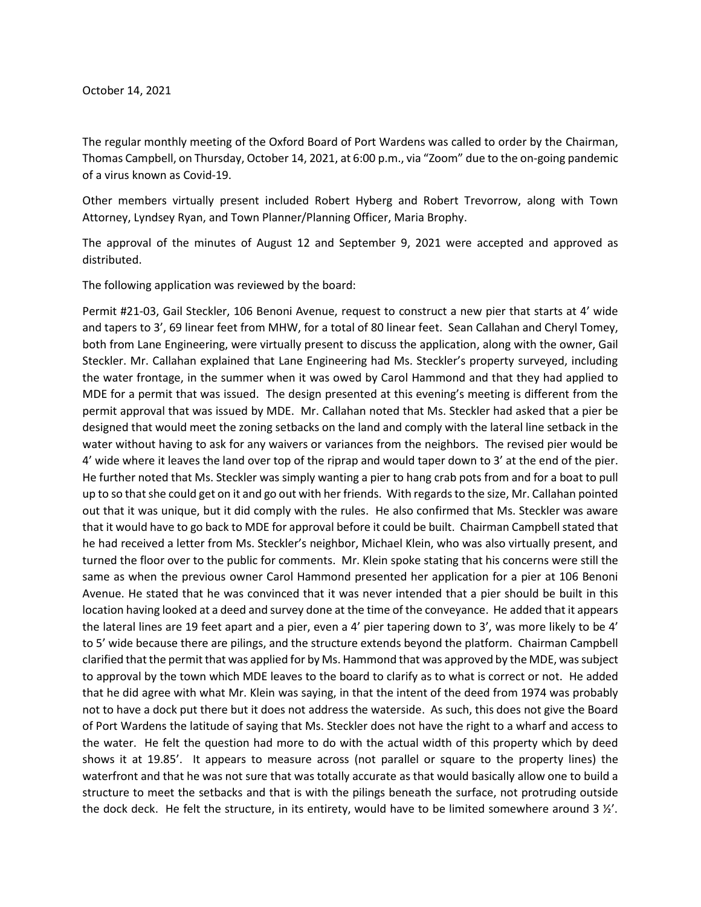October 14, 2021

The regular monthly meeting of the Oxford Board of Port Wardens was called to order by the Chairman, Thomas Campbell, on Thursday, October 14, 2021, at 6:00 p.m., via "Zoom" due to the on-going pandemic of a virus known as Covid-19.

Other members virtually present included Robert Hyberg and Robert Trevorrow, along with Town Attorney, Lyndsey Ryan, and Town Planner/Planning Officer, Maria Brophy.

The approval of the minutes of August 12 and September 9, 2021 were accepted and approved as distributed.

The following application was reviewed by the board:

Permit #21-03, Gail Steckler, 106 Benoni Avenue, request to construct a new pier that starts at 4' wide and tapers to 3', 69 linear feet from MHW, for a total of 80 linear feet. Sean Callahan and Cheryl Tomey, both from Lane Engineering, were virtually present to discuss the application, along with the owner, Gail Steckler. Mr. Callahan explained that Lane Engineering had Ms. Steckler's property surveyed, including the water frontage, in the summer when it was owed by Carol Hammond and that they had applied to MDE for a permit that was issued. The design presented at this evening's meeting is different from the permit approval that was issued by MDE. Mr. Callahan noted that Ms. Steckler had asked that a pier be designed that would meet the zoning setbacks on the land and comply with the lateral line setback in the water without having to ask for any waivers or variances from the neighbors. The revised pier would be 4' wide where it leaves the land over top of the riprap and would taper down to 3' at the end of the pier. He further noted that Ms. Steckler was simply wanting a pier to hang crab pots from and for a boat to pull up to so that she could get on it and go out with her friends. With regards to the size, Mr. Callahan pointed out that it was unique, but it did comply with the rules. He also confirmed that Ms. Steckler was aware that it would have to go back to MDE for approval before it could be built. Chairman Campbell stated that he had received a letter from Ms. Steckler's neighbor, Michael Klein, who was also virtually present, and turned the floor over to the public for comments. Mr. Klein spoke stating that his concerns were still the same as when the previous owner Carol Hammond presented her application for a pier at 106 Benoni Avenue. He stated that he was convinced that it was never intended that a pier should be built in this location having looked at a deed and survey done at the time of the conveyance. He added that it appears the lateral lines are 19 feet apart and a pier, even a 4' pier tapering down to 3', was more likely to be 4' to 5' wide because there are pilings, and the structure extends beyond the platform. Chairman Campbell clarified that the permit that was applied for by Ms. Hammond that was approved by the MDE, was subject to approval by the town which MDE leaves to the board to clarify as to what is correct or not. He added that he did agree with what Mr. Klein was saying, in that the intent of the deed from 1974 was probably not to have a dock put there but it does not address the waterside. As such, this does not give the Board of Port Wardens the latitude of saying that Ms. Steckler does not have the right to a wharf and access to the water. He felt the question had more to do with the actual width of this property which by deed shows it at 19.85'. It appears to measure across (not parallel or square to the property lines) the waterfront and that he was not sure that was totally accurate as that would basically allow one to build a structure to meet the setbacks and that is with the pilings beneath the surface, not protruding outside the dock deck. He felt the structure, in its entirety, would have to be limited somewhere around 3 ½'.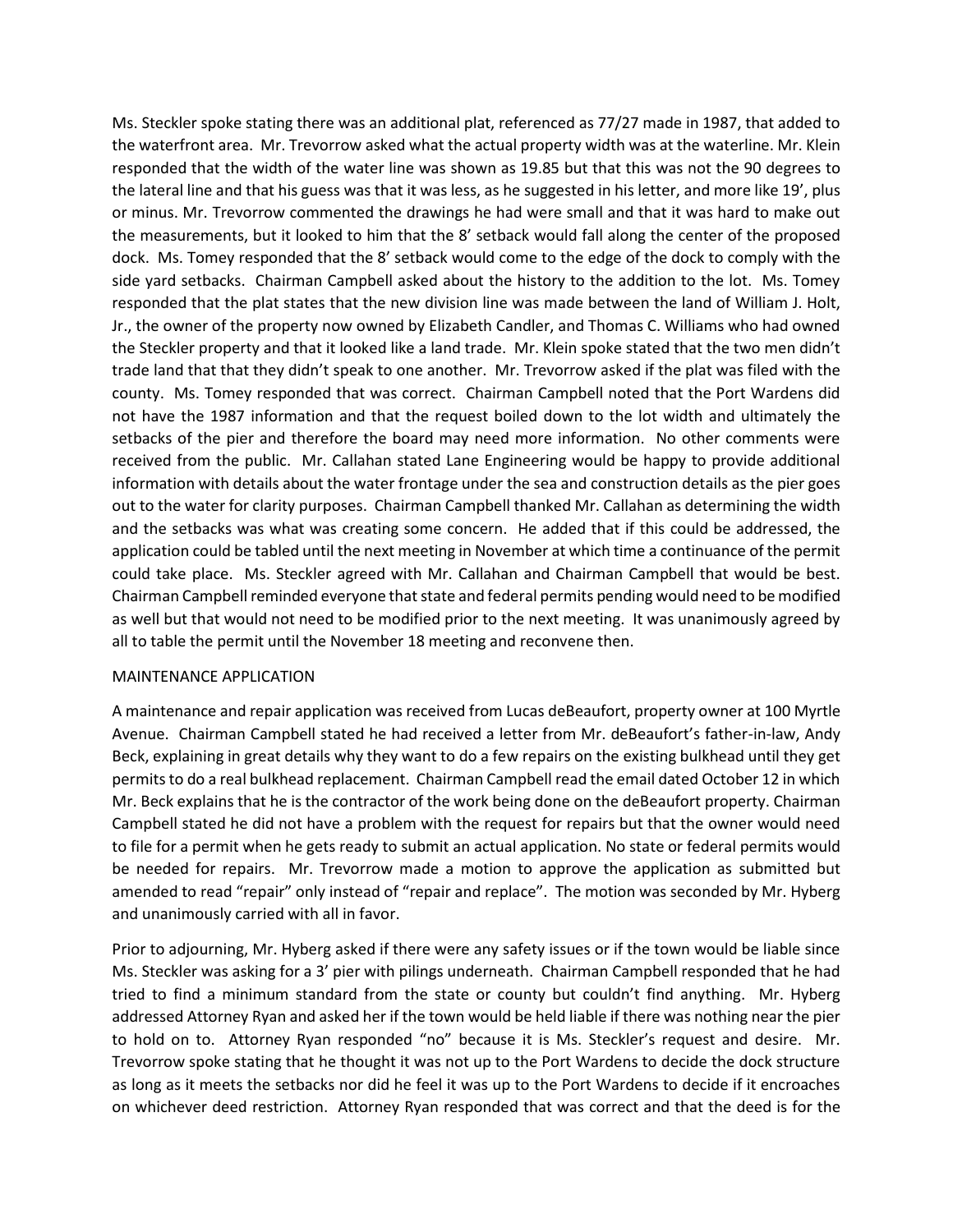Ms. Steckler spoke stating there was an additional plat, referenced as 77/27 made in 1987, that added to the waterfront area. Mr. Trevorrow asked what the actual property width was at the waterline. Mr. Klein responded that the width of the water line was shown as 19.85 but that this was not the 90 degrees to the lateral line and that his guess was that it was less, as he suggested in his letter, and more like 19', plus or minus. Mr. Trevorrow commented the drawings he had were small and that it was hard to make out the measurements, but it looked to him that the 8' setback would fall along the center of the proposed dock. Ms. Tomey responded that the 8' setback would come to the edge of the dock to comply with the side yard setbacks. Chairman Campbell asked about the history to the addition to the lot. Ms. Tomey responded that the plat states that the new division line was made between the land of William J. Holt, Jr., the owner of the property now owned by Elizabeth Candler, and Thomas C. Williams who had owned the Steckler property and that it looked like a land trade. Mr. Klein spoke stated that the two men didn't trade land that that they didn't speak to one another. Mr. Trevorrow asked if the plat was filed with the county. Ms. Tomey responded that was correct. Chairman Campbell noted that the Port Wardens did not have the 1987 information and that the request boiled down to the lot width and ultimately the setbacks of the pier and therefore the board may need more information. No other comments were received from the public. Mr. Callahan stated Lane Engineering would be happy to provide additional information with details about the water frontage under the sea and construction details as the pier goes out to the water for clarity purposes. Chairman Campbell thanked Mr. Callahan as determining the width and the setbacks was what was creating some concern. He added that if this could be addressed, the application could be tabled until the next meeting in November at which time a continuance of the permit could take place. Ms. Steckler agreed with Mr. Callahan and Chairman Campbell that would be best. Chairman Campbell reminded everyone that state and federal permits pending would need to be modified as well but that would not need to be modified prior to the next meeting. It was unanimously agreed by all to table the permit until the November 18 meeting and reconvene then.

MAINTENANCE APPLICATION

A maintenance and repair application was received from Lucas deBeaufort, property owner at 100 Myrtle Avenue. Chairman Campbell stated he had received a letter from Mr. deBeaufort's father-in-law, Andy Beck, explaining in great details why they want to do a few repairs on the existing bulkhead until they get permits to do a real bulkhead replacement. Chairman Campbell read the email dated October 12 in which Mr. Beck explains that he is the contractor of the work being done on the deBeaufort property. Chairman Campbell stated he did not have a problem with the request for repairs but that the owner would need to file for a permit when he gets ready to submit an actual application. No state or federal permits would be needed for repairs. Mr. Trevorrow made a motion to approve the application as submitted but amended to read "repair" only instead of "repair and replace". The motion was seconded by Mr. Hyberg and unanimously carried with all in favor.

Prior to adjourning, Mr. Hyberg asked if there were any safety issues or if the town would be liable since Ms. Steckler was asking for a 3' pier with pilings underneath. Chairman Campbell responded that he had tried to find a minimum standard from the state or county but couldn't find anything. Mr. Hyberg addressed Attorney Ryan and asked her if the town would be held liable if there was nothing near the pier to hold on to. Attorney Ryan responded "no" because it is Ms. Steckler's request and desire. Mr. Trevorrow spoke stating that he thought it was not up to the Port Wardens to decide the dock structure as long as it meets the setbacks nor did he feel it was up to the Port Wardens to decide if it encroaches on whichever deed restriction. Attorney Ryan responded that was correct and that the deed is for the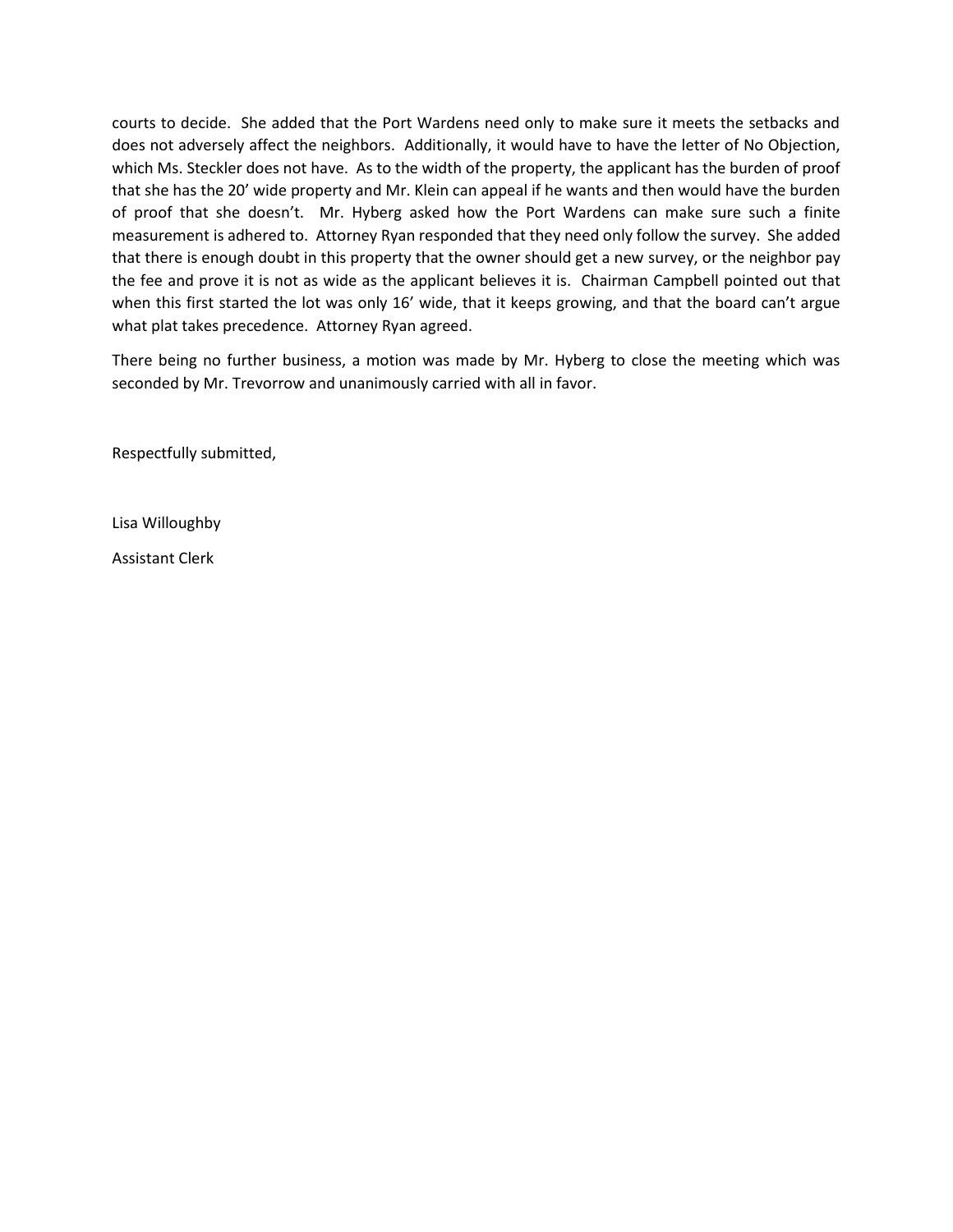courts to decide. She added that the Port Wardens need only to make sure it meets the setbacks and does not adversely affect the neighbors. Additionally, it would have to have the letter of No Objection, which Ms. Steckler does not have. As to the width of the property, the applicant has the burden of proof that she has the 20' wide property and Mr. Klein can appeal if he wants and then would have the burden of proof that she doesn't. Mr. Hyberg asked how the Port Wardens can make sure such a finite measurement is adhered to. Attorney Ryan responded that they need only follow the survey. She added that there is enough doubt in this property that the owner should get a new survey, or the neighbor pay the fee and prove it is not as wide as the applicant believes it is. Chairman Campbell pointed out that when this first started the lot was only 16' wide, that it keeps growing, and that the board can't argue what plat takes precedence. Attorney Ryan agreed.

There being no further business, a motion was made by Mr. Hyberg to close the meeting which was seconded by Mr. Trevorrow and unanimously carried with all in favor.

Respectfully submitted,

Lisa Willoughby

Assistant Clerk